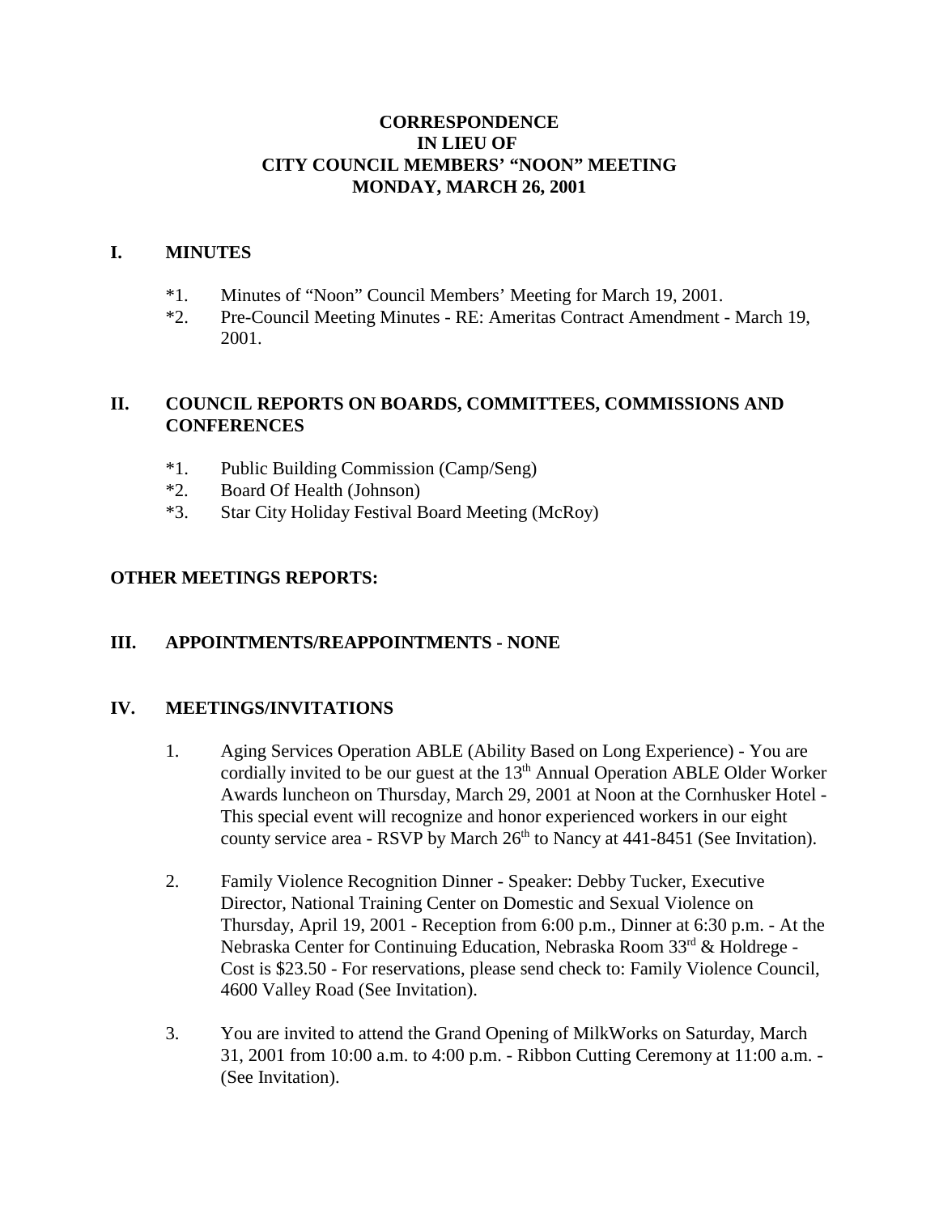**CORRESPONDENCE**
**IN LIEU OF**
**CITY COUNCIL MEMBERS' "NOON" MEETING**
**MONDAY, MARCH 26, 2001**

## I. MINUTES

*1. Minutes of "Noon" Council Members' Meeting for March 19, 2001.

*2. Pre-Council Meeting Minutes - RE: Ameritas Contract Amendment - March 19, 2001.

## II. COUNCIL REPORTS ON BOARDS, COMMITTEES, COMMISSIONS AND CONFERENCES

*1. Public Building Commission (Camp/Seng)

*2. Board Of Health (Johnson)

*3. Star City Holiday Festival Board Meeting (McRoy)

## OTHER MEETINGS REPORTS:

## III. APPOINTMENTS/REAPPOINTMENTS - NONE

## IV. MEETINGS/INVITATIONS

1. Aging Services Operation ABLE (Ability Based on Long Experience) - You are cordially invited to be our guest at the 13th Annual Operation ABLE Older Worker Awards luncheon on Thursday, March 29, 2001 at Noon at the Cornhusker Hotel - This special event will recognize and honor experienced workers in our eight county service area - RSVP by March 26th to Nancy at 441-8451 (See Invitation).

2. Family Violence Recognition Dinner - Speaker: Debby Tucker, Executive Director, National Training Center on Domestic and Sexual Violence on Thursday, April 19, 2001 - Reception from 6:00 p.m., Dinner at 6:30 p.m. - At the Nebraska Center for Continuing Education, Nebraska Room 33rd & Holdrege - Cost is $23.50 - For reservations, please send check to: Family Violence Council, 4600 Valley Road (See Invitation).

3. You are invited to attend the Grand Opening of MilkWorks on Saturday, March 31, 2001 from 10:00 a.m. to 4:00 p.m. - Ribbon Cutting Ceremony at 11:00 a.m. - (See Invitation).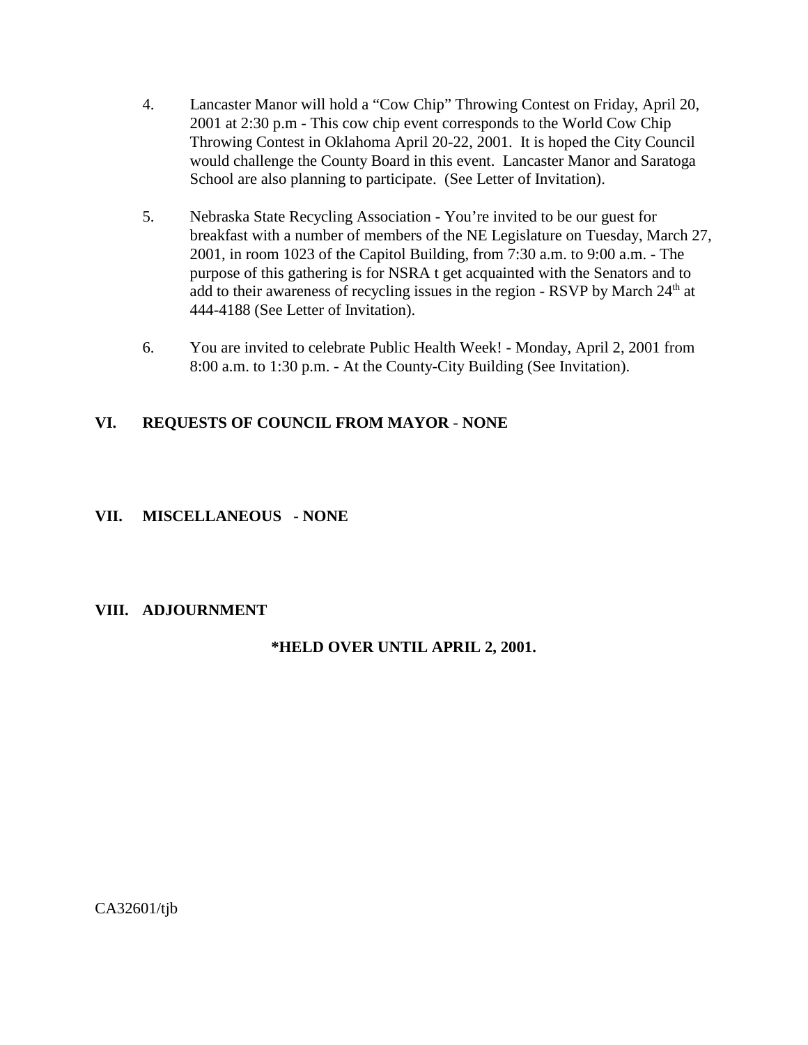4. Lancaster Manor will hold a "Cow Chip" Throwing Contest on Friday, April 20, 2001 at 2:30 p.m - This cow chip event corresponds to the World Cow Chip Throwing Contest in Oklahoma April 20-22, 2001. It is hoped the City Council would challenge the County Board in this event. Lancaster Manor and Saratoga School are also planning to participate. (See Letter of Invitation).

5. Nebraska State Recycling Association - You're invited to be our guest for breakfast with a number of members of the NE Legislature on Tuesday, March 27, 2001, in room 1023 of the Capitol Building, from 7:30 a.m. to 9:00 a.m. - The purpose of this gathering is for NSRA t get acquainted with the Senators and to add to their awareness of recycling issues in the region - RSVP by March 24th at 444-4188 (See Letter of Invitation).

6. You are invited to celebrate Public Health Week! - Monday, April 2, 2001 from 8:00 a.m. to 1:30 p.m. - At the County-City Building (See Invitation).

## VI. REQUESTS OF COUNCIL FROM MAYOR - NONE

## VII. MISCELLANEOUS - NONE

## VIII. ADJOURNMENT

**\*HELD OVER UNTIL APRIL 2, 2001.**

CA32601/tjb